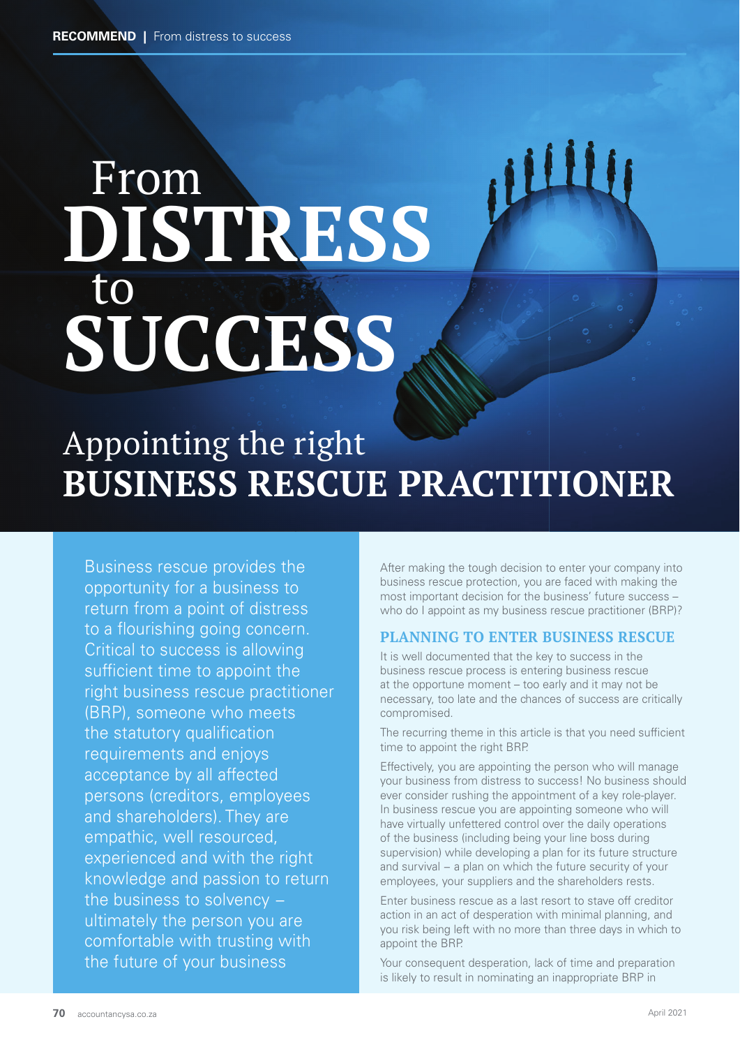# From DISTRESS to SUCCESS

## Appointing the right BUSINESS RESCUE PRACTITIONER

Business rescue provides the opportunity for a business to return from a point of distress to a flourishing going concern. Critical to success is allowing sufficient time to appoint the right business rescue practitioner (BRP), someone who meets the statutory qualification requirements and enjoys acceptance by all affected persons (creditors, employees and shareholders). They are empathic, well resourced, experienced and with the right knowledge and passion to return the business to solvency – ultimately the person you are comfortable with trusting with the future of your business

After making the tough decision to enter your company into business rescue protection, you are faced with making the most important decision for the business' future success – who do I appoint as my business rescue practitioner (BRP)?

### PLANNING TO ENTER BUSINESS RESCUE

It is well documented that the key to success in the business rescue process is entering business rescue at the opportune moment – too early and it may not be necessary, too late and the chances of success are critically compromised.

The recurring theme in this article is that you need sufficient time to appoint the right BRP.

Effectively, you are appointing the person who will manage your business from distress to success! No business should ever consider rushing the appointment of a key role-player. In business rescue you are appointing someone who will have virtually unfettered control over the daily operations of the business (including being your line boss during supervision) while developing a plan for its future structure and survival – a plan on which the future security of your employees, your suppliers and the shareholders rests.

Enter business rescue as a last resort to stave off creditor action in an act of desperation with minimal planning, and you risk being left with no more than three days in which to appoint the BRP.

Your consequent desperation, lack of time and preparation is likely to result in nominating an inappropriate BRP in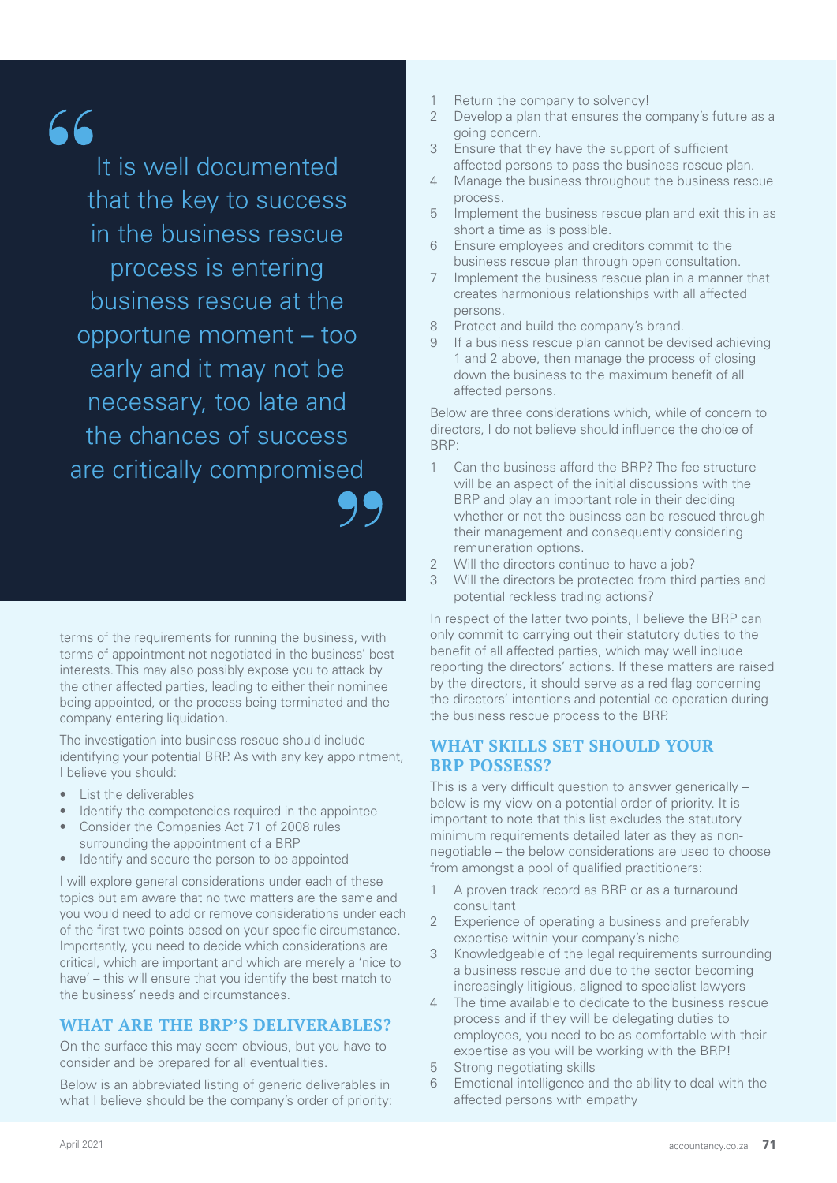> It is well documented that the key to success in the business rescue process is entering business rescue at the opportune moment – too early and it may not be necessary, too late and the chances of success are critically compromised

terms of the requirements for running the business, with terms of appointment not negotiated in the business' best interests. This may also possibly expose you to attack by the other affected parties, leading to either their nominee being appointed, or the process being terminated and the company entering liquidation.

The investigation into business rescue should include identifying your potential BRP. As with any key appointment, I believe you should:

- List the deliverables
- Identify the competencies required in the appointee
- Consider the Companies Act 71 of 2008 rules surrounding the appointment of a BRP
- Identify and secure the person to be appointed

I will explore general considerations under each of these topics but am aware that no two matters are the same and you would need to add or remove considerations under each of the first two points based on your specific circumstance. Importantly, you need to decide which considerations are critical, which are important and which are merely a 'nice to have' – this will ensure that you identify the best match to the business' needs and circumstances.

## WHAT ARE THE BRP'S DELIVERABLES?

On the surface this may seem obvious, but you have to consider and be prepared for all eventualities.

Below is an abbreviated listing of generic deliverables in what I believe should be the company's order of priority:

1. Return the company to solvency!
2. Develop a plan that ensures the company's future as a going concern.
3. Ensure that they have the support of sufficient affected persons to pass the business rescue plan.
4. Manage the business throughout the business rescue process.
5. Implement the business rescue plan and exit this in as short a time as is possible.
6. Ensure employees and creditors commit to the business rescue plan through open consultation.
7. Implement the business rescue plan in a manner that creates harmonious relationships with all affected persons.
8. Protect and build the company's brand.
9. If a business rescue plan cannot be devised achieving 1 and 2 above, then manage the process of closing down the business to the maximum benefit of all affected persons.

Below are three considerations which, while of concern to directors, I do not believe should influence the choice of BRP:

1. Can the business afford the BRP? The fee structure will be an aspect of the initial discussions with the BRP and play an important role in their deciding whether or not the business can be rescued through their management and consequently considering remuneration options.
2. Will the directors continue to have a job?
3. Will the directors be protected from third parties and potential reckless trading actions?

In respect of the latter two points, I believe the BRP can only commit to carrying out their statutory duties to the benefit of all affected parties, which may well include reporting the directors' actions. If these matters are raised by the directors, it should serve as a red flag concerning the directors' intentions and potential co-operation during the business rescue process to the BRP.

## WHAT SKILLS SET SHOULD YOUR BRP POSSESS?

This is a very difficult question to answer generically – below is my view on a potential order of priority. It is important to note that this list excludes the statutory minimum requirements detailed later as they as non-negotiable – the below considerations are used to choose from amongst a pool of qualified practitioners:

1. A proven track record as BRP or as a turnaround consultant
2. Experience of operating a business and preferably expertise within your company's niche
3. Knowledgeable of the legal requirements surrounding a business rescue and due to the sector becoming increasingly litigious, aligned to specialist lawyers
4. The time available to dedicate to the business rescue process and if they will be delegating duties to employees, you need to be as comfortable with their expertise as you will be working with the BRP!
5. Strong negotiating skills
6. Emotional intelligence and the ability to deal with the affected persons with empathy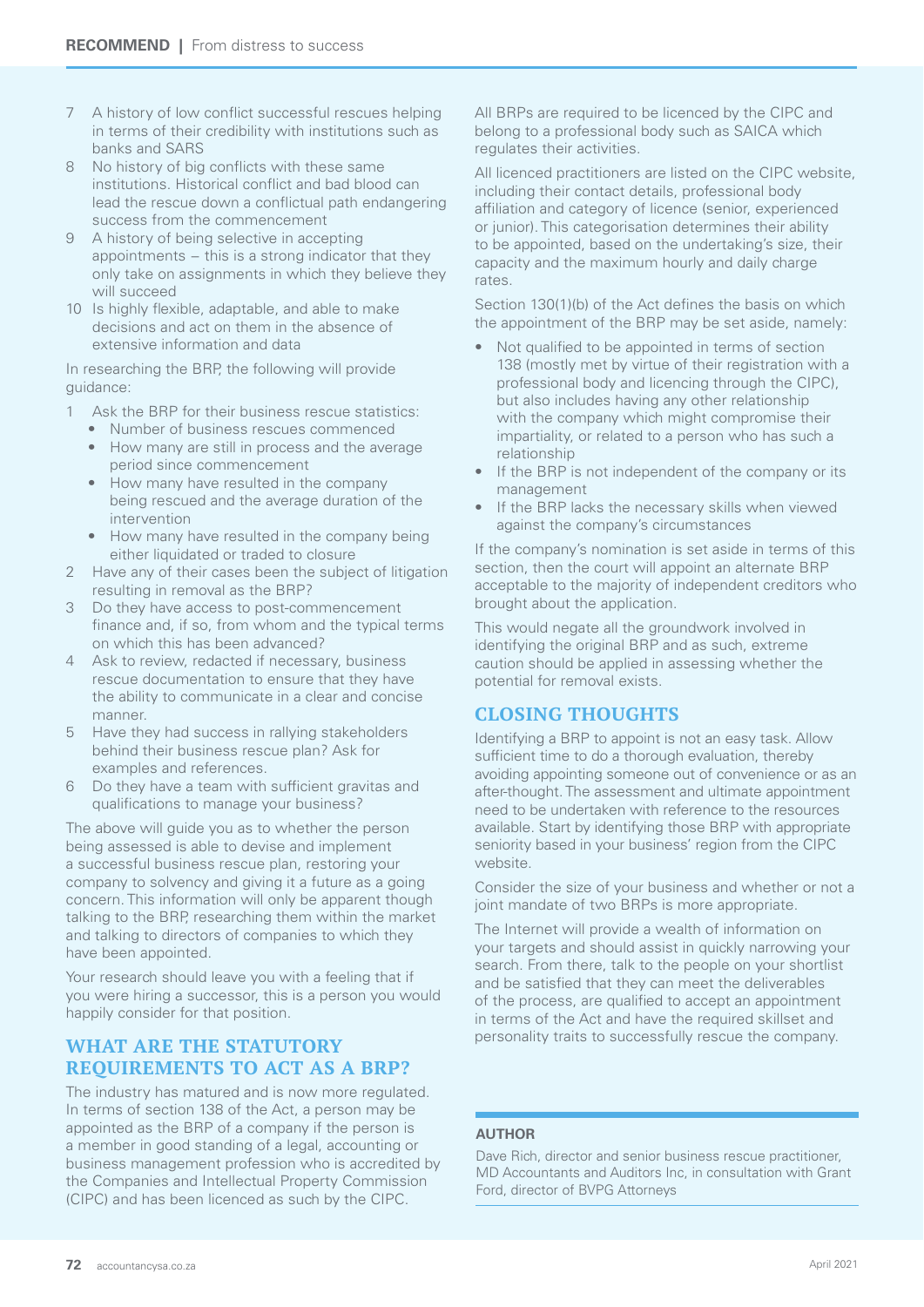7. A history of low conflict successful rescues helping in terms of their credibility with institutions such as banks and SARS
8. No history of big conflicts with these same institutions. Historical conflict and bad blood can lead the rescue down a conflictual path endangering success from the commencement
9. A history of being selective in accepting appointments – this is a strong indicator that they only take on assignments in which they believe they will succeed
10. Is highly flexible, adaptable, and able to make decisions and act on them in the absence of extensive information and data

In researching the BRP, the following will provide guidance:

1. Ask the BRP for their business rescue statistics:
   - Number of business rescues commenced
   - How many are still in process and the average period since commencement
   - How many have resulted in the company being rescued and the average duration of the intervention
   - How many have resulted in the company being either liquidated or traded to closure
2. Have any of their cases been the subject of litigation resulting in removal as the BRP?
3. Do they have access to post-commencement finance and, if so, from whom and the typical terms on which this has been advanced?
4. Ask to review, redacted if necessary, business rescue documentation to ensure that they have the ability to communicate in a clear and concise manner.
5. Have they had success in rallying stakeholders behind their business rescue plan? Ask for examples and references.
6. Do they have a team with sufficient gravitas and qualifications to manage your business?

The above will guide you as to whether the person being assessed is able to devise and implement a successful business rescue plan, restoring your company to solvency and giving it a future as a going concern. This information will only be apparent though talking to the BRP, researching them within the market and talking to directors of companies to which they have been appointed.

Your research should leave you with a feeling that if you were hiring a successor, this is a person you would happily consider for that position.

## WHAT ARE THE STATUTORY REQUIREMENTS TO ACT AS A BRP?

The industry has matured and is now more regulated. In terms of section 138 of the Act, a person may be appointed as the BRP of a company if the person is a member in good standing of a legal, accounting or business management profession who is accredited by the Companies and Intellectual Property Commission (CIPC) and has been licenced as such by the CIPC.

All BRPs are required to be licenced by the CIPC and belong to a professional body such as SAICA which regulates their activities.

All licenced practitioners are listed on the CIPC website, including their contact details, professional body affiliation and category of licence (senior, experienced or junior). This categorisation determines their ability to be appointed, based on the undertaking's size, their capacity and the maximum hourly and daily charge rates.

Section 130(1)(b) of the Act defines the basis on which the appointment of the BRP may be set aside, namely:

- Not qualified to be appointed in terms of section 138 (mostly met by virtue of their registration with a professional body and licencing through the CIPC), but also includes having any other relationship with the company which might compromise their impartiality, or related to a person who has such a relationship
- If the BRP is not independent of the company or its management
- If the BRP lacks the necessary skills when viewed against the company's circumstances

If the company's nomination is set aside in terms of this section, then the court will appoint an alternate BRP acceptable to the majority of independent creditors who brought about the application.

This would negate all the groundwork involved in identifying the original BRP and as such, extreme caution should be applied in assessing whether the potential for removal exists.

## CLOSING THOUGHTS

Identifying a BRP to appoint is not an easy task. Allow sufficient time to do a thorough evaluation, thereby avoiding appointing someone out of convenience or as an after-thought. The assessment and ultimate appointment need to be undertaken with reference to the resources available. Start by identifying those BRP with appropriate seniority based in your business' region from the CIPC website.

Consider the size of your business and whether or not a joint mandate of two BRPs is more appropriate.

The Internet will provide a wealth of information on your targets and should assist in quickly narrowing your search. From there, talk to the people on your shortlist and be satisfied that they can meet the deliverables of the process, are qualified to accept an appointment in terms of the Act and have the required skillset and personality traits to successfully rescue the company.

**AUTHOR**

Dave Rich, director and senior business rescue practitioner, MD Accountants and Auditors Inc, in consultation with Grant Ford, director of BVPG Attorneys